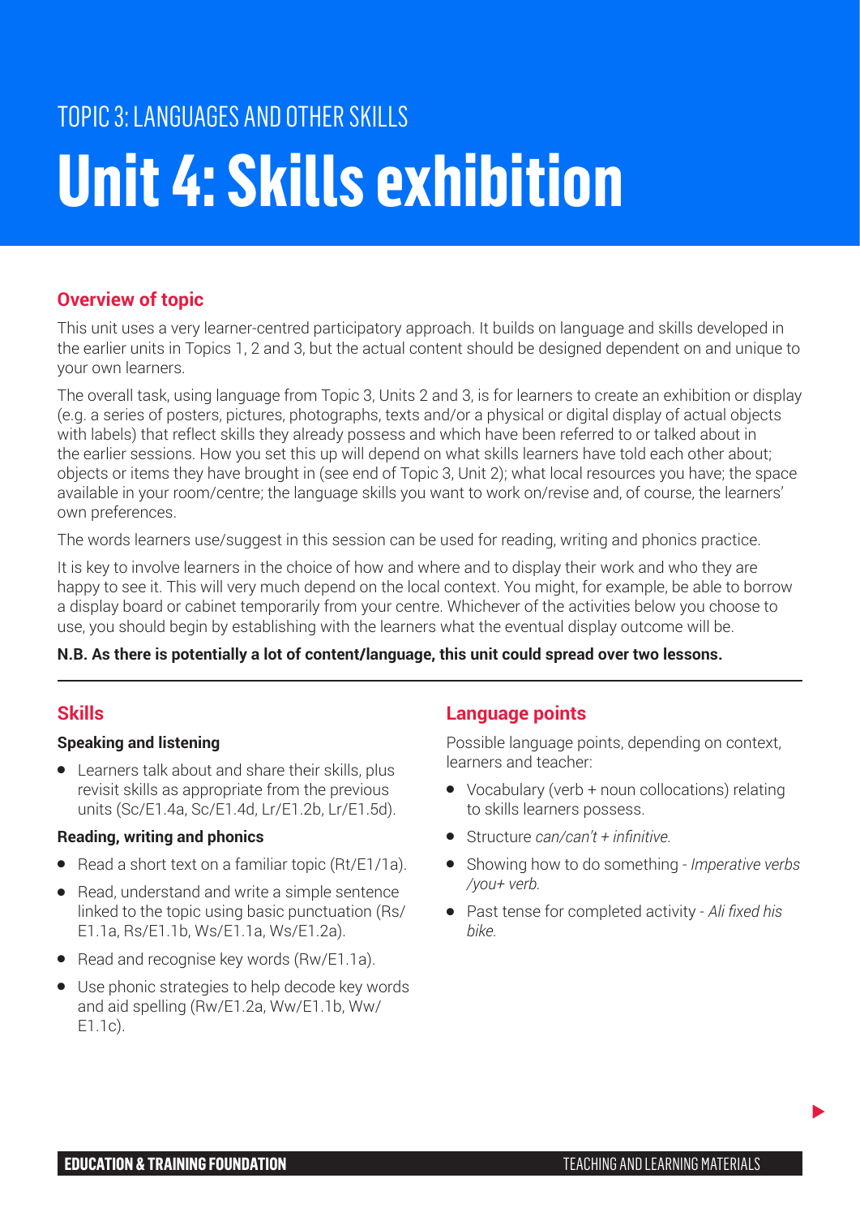TOPIC 3: LANGUAGES AND OTHER SKILLS

# Unit 4: Skills exhibition

## Overview of topic

This unit uses a very learner-centred participatory approach. It builds on language and skills developed in the earlier units in Topics 1, 2 and 3, but the actual content should be designed dependent on and unique to your own learners.

The overall task, using language from Topic 3, Units 2 and 3, is for learners to create an exhibition or display (e.g. a series of posters, pictures, photographs, texts and/or a physical or digital display of actual objects with labels) that reflect skills they already possess and which have been referred to or talked about in the earlier sessions. How you set this up will depend on what skills learners have told each other about; objects or items they have brought in (see end of Topic 3, Unit 2); what local resources you have; the space available in your room/centre; the language skills you want to work on/revise and, of course, the learners' own preferences.

The words learners use/suggest in this session can be used for reading, writing and phonics practice.

It is key to involve learners in the choice of how and where and to display their work and who they are happy to see it. This will very much depend on the local context. You might, for example, be able to borrow a display board or cabinet temporarily from your centre. Whichever of the activities below you choose to use, you should begin by establishing with the learners what the eventual display outcome will be.

**N.B. As there is potentially a lot of content/language, this unit could spread over two lessons.**

## Skills

### Speaking and listening

- Learners talk about and share their skills, plus revisit skills as appropriate from the previous units (Sc/E1.4a, Sc/E1.4d, Lr/E1.2b, Lr/E1.5d).

### Reading, writing and phonics

- Read a short text on a familiar topic (Rt/E1/1a).
- Read, understand and write a simple sentence linked to the topic using basic punctuation (Rs/E1.1a, Rs/E1.1b, Ws/E1.1a, Ws/E1.2a).
- Read and recognise key words (Rw/E1.1a).
- Use phonic strategies to help decode key words and aid spelling (Rw/E1.2a, Ww/E1.1b, Ww/E1.1c).

## Language points

Possible language points, depending on context, learners and teacher:

- Vocabulary (verb + noun collocations) relating to skills learners possess.
- Structure *can/can't + infinitive.*
- Showing how to do something - *Imperative verbs /you+ verb.*
- Past tense for completed activity - *Ali fixed his bike.*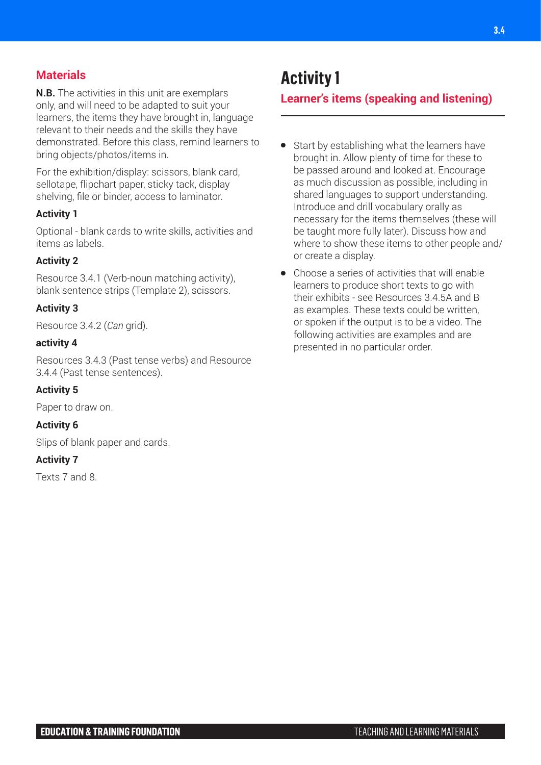## Materials

**N.B.** The activities in this unit are exemplars only, and will need to be adapted to suit your learners, the items they have brought in, language relevant to their needs and the skills they have demonstrated. Before this class, remind learners to bring objects/photos/items in.

For the exhibition/display: scissors, blank card, sellotape, flipchart paper, sticky tack, display shelving, file or binder, access to laminator.

**Activity 1**

Optional - blank cards to write skills, activities and items as labels.

**Activity 2**

Resource 3.4.1 (Verb-noun matching activity), blank sentence strips (Template 2), scissors.

**Activity 3**

Resource 3.4.2 (*Can* grid).

**activity 4**

Resources 3.4.3 (Past tense verbs) and Resource 3.4.4 (Past tense sentences).

**Activity 5**

Paper to draw on.

**Activity 6**

Slips of blank paper and cards.

**Activity 7**

Texts 7 and 8.

# Activity 1

## Learner's items (speaking and listening)

- Start by establishing what the learners have brought in. Allow plenty of time for these to be passed around and looked at. Encourage as much discussion as possible, including in shared languages to support understanding. Introduce and drill vocabulary orally as necessary for the items themselves (these will be taught more fully later). Discuss how and where to show these items to other people and/or create a display.
- Choose a series of activities that will enable learners to produce short texts to go with their exhibits - see Resources 3.4.5A and B as examples. These texts could be written, or spoken if the output is to be a video. The following activities are examples and are presented in no particular order.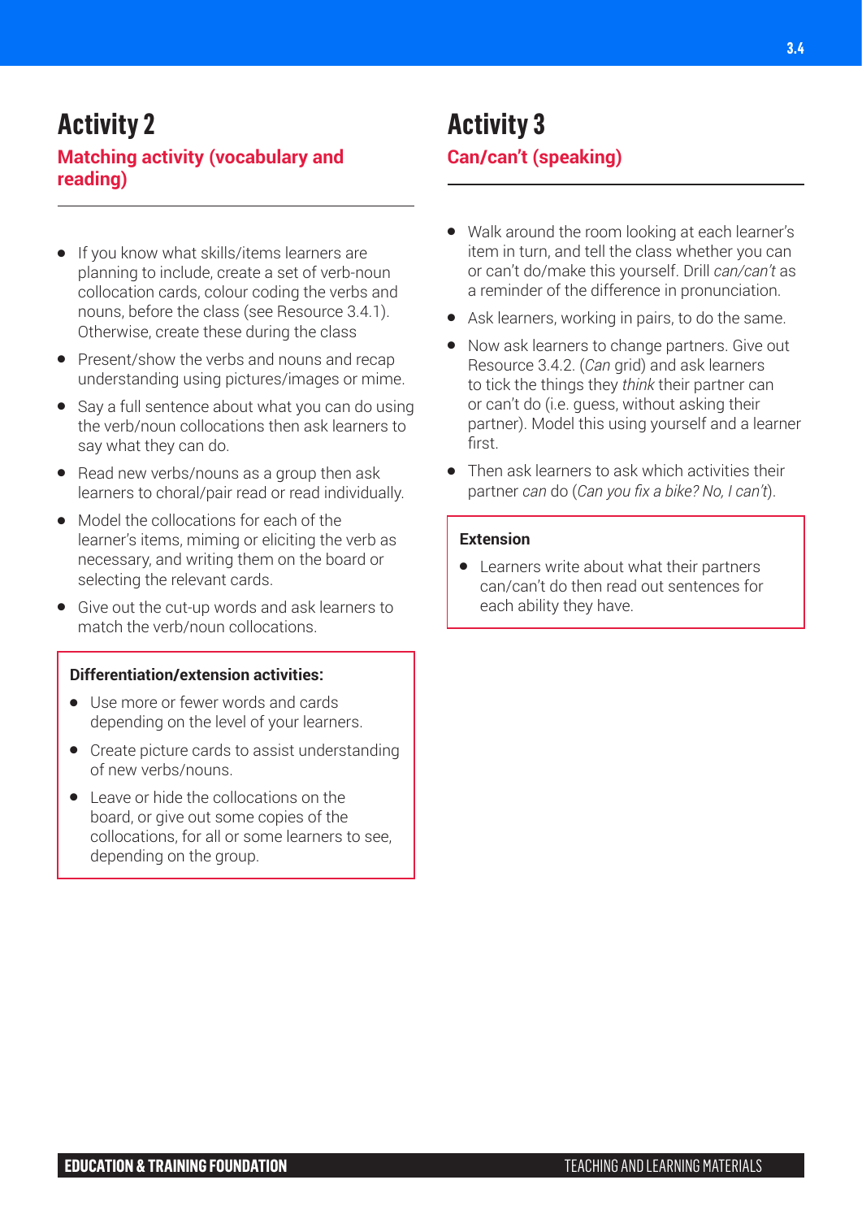## Activity 2

### Matching activity (vocabulary and reading)

- If you know what skills/items learners are planning to include, create a set of verb-noun collocation cards, colour coding the verbs and nouns, before the class (see Resource 3.4.1). Otherwise, create these during the class
- Present/show the verbs and nouns and recap understanding using pictures/images or mime.
- Say a full sentence about what you can do using the verb/noun collocations then ask learners to say what they can do.
- Read new verbs/nouns as a group then ask learners to choral/pair read or read individually.
- Model the collocations for each of the learner's items, miming or eliciting the verb as necessary, and writing them on the board or selecting the relevant cards.
- Give out the cut-up words and ask learners to match the verb/noun collocations.

**Differentiation/extension activities:**

- Use more or fewer words and cards depending on the level of your learners.
- Create picture cards to assist understanding of new verbs/nouns.
- Leave or hide the collocations on the board, or give out some copies of the collocations, for all or some learners to see, depending on the group.

## Activity 3

### Can/can't (speaking)

- Walk around the room looking at each learner's item in turn, and tell the class whether you can or can't do/make this yourself. Drill *can/can't* as a reminder of the difference in pronunciation.
- Ask learners, working in pairs, to do the same.
- Now ask learners to change partners. Give out Resource 3.4.2. (*Can* grid) and ask learners to tick the things they *think* their partner can or can't do (i.e. guess, without asking their partner). Model this using yourself and a learner first.
- Then ask learners to ask which activities their partner *can* do (*Can you fix a bike? No, I can't*).

**Extension**

- Learners write about what their partners can/can't do then read out sentences for each ability they have.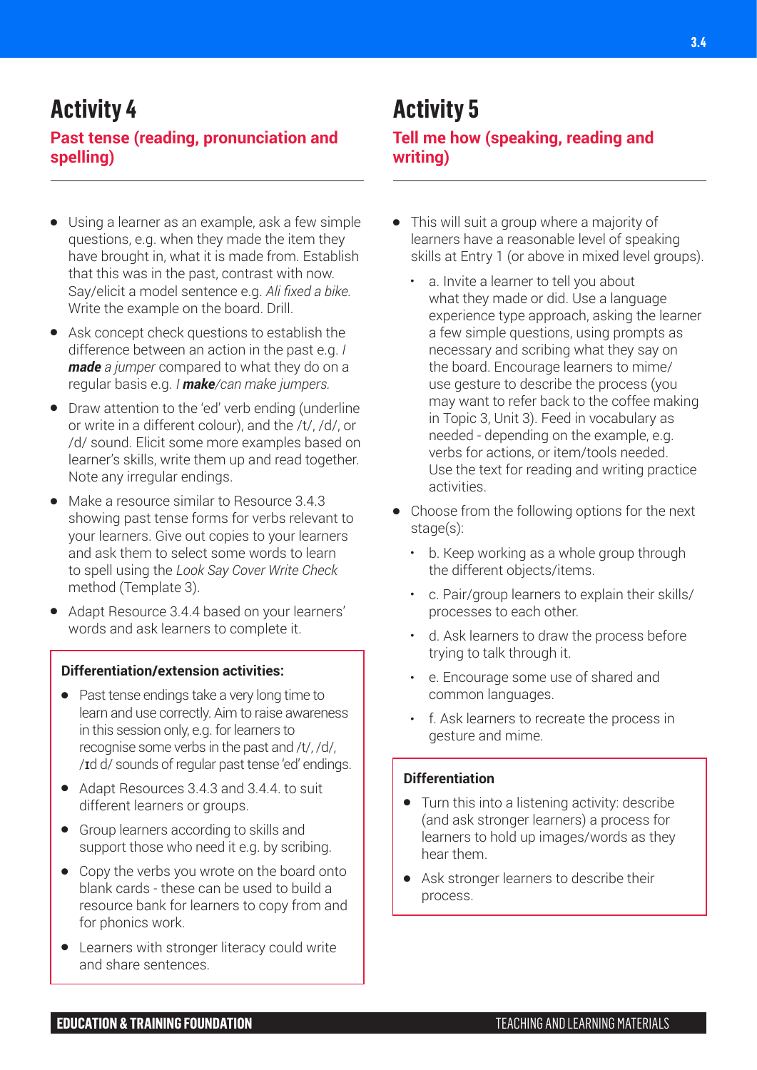## Activity 4

### Past tense (reading, pronunciation and spelling)

- Using a learner as an example, ask a few simple questions, e.g. when they made the item they have brought in, what it is made from. Establish that this was in the past, contrast with now. Say/elicit a model sentence e.g. *Ali fixed a bike.* Write the example on the board. Drill.
- Ask concept check questions to establish the difference between an action in the past e.g. *I **made** a jumper* compared to what they do on a regular basis e.g. *I **make**/can make jumpers.*
- Draw attention to the 'ed' verb ending (underline or write in a different colour), and the /t/, /d/, or /d/ sound. Elicit some more examples based on learner's skills, write them up and read together. Note any irregular endings.
- Make a resource similar to Resource 3.4.3 showing past tense forms for verbs relevant to your learners. Give out copies to your learners and ask them to select some words to learn to spell using the *Look Say Cover Write Check* method (Template 3).
- Adapt Resource 3.4.4 based on your learners' words and ask learners to complete it.

**Differentiation/extension activities:**

- Past tense endings take a very long time to learn and use correctly. Aim to raise awareness in this session only, e.g. for learners to recognise some verbs in the past and /t/, /d/, /ɪd d/ sounds of regular past tense 'ed' endings.
- Adapt Resources 3.4.3 and 3.4.4. to suit different learners or groups.
- Group learners according to skills and support those who need it e.g. by scribing.
- Copy the verbs you wrote on the board onto blank cards - these can be used to build a resource bank for learners to copy from and for phonics work.
- Learners with stronger literacy could write and share sentences.

## Activity 5

### Tell me how (speaking, reading and writing)

- This will suit a group where a majority of learners have a reasonable level of speaking skills at Entry 1 (or above in mixed level groups).
  - a. Invite a learner to tell you about what they made or did. Use a language experience type approach, asking the learner a few simple questions, using prompts as necessary and scribing what they say on the board. Encourage learners to mime/ use gesture to describe the process (you may want to refer back to the coffee making in Topic 3, Unit 3). Feed in vocabulary as needed - depending on the example, e.g. verbs for actions, or item/tools needed. Use the text for reading and writing practice activities.
- Choose from the following options for the next stage(s):
  - b. Keep working as a whole group through the different objects/items.
  - c. Pair/group learners to explain their skills/ processes to each other.
  - d. Ask learners to draw the process before trying to talk through it.
  - e. Encourage some use of shared and common languages.
  - f. Ask learners to recreate the process in gesture and mime.

**Differentiation**

- Turn this into a listening activity: describe (and ask stronger learners) a process for learners to hold up images/words as they hear them.
- Ask stronger learners to describe their process.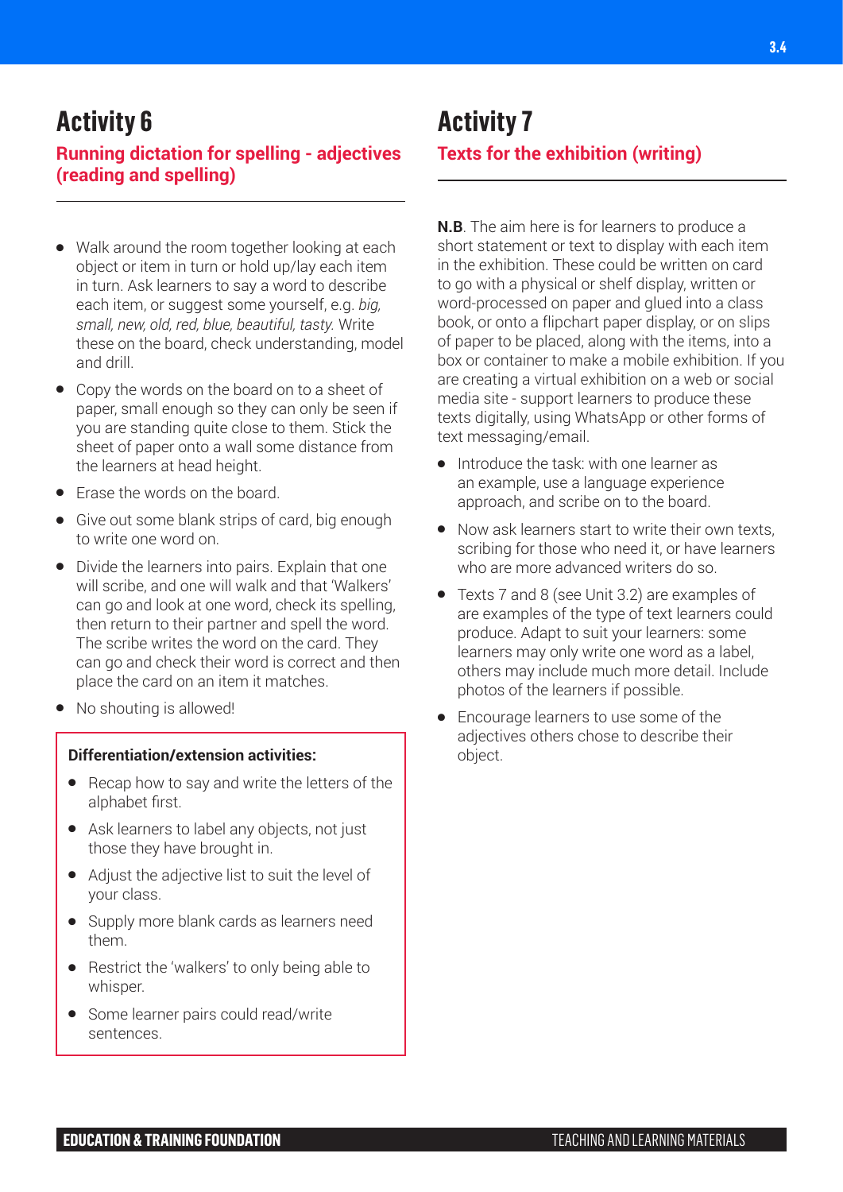## Activity 6

### Running dictation for spelling - adjectives (reading and spelling)

- Walk around the room together looking at each object or item in turn or hold up/lay each item in turn. Ask learners to say a word to describe each item, or suggest some yourself, e.g. *big, small, new, old, red, blue, beautiful, tasty.* Write these on the board, check understanding, model and drill.
- Copy the words on the board on to a sheet of paper, small enough so they can only be seen if you are standing quite close to them. Stick the sheet of paper onto a wall some distance from the learners at head height.
- Erase the words on the board.
- Give out some blank strips of card, big enough to write one word on.
- Divide the learners into pairs. Explain that one will scribe, and one will walk and that 'Walkers' can go and look at one word, check its spelling, then return to their partner and spell the word. The scribe writes the word on the card. They can go and check their word is correct and then place the card on an item it matches.
- No shouting is allowed!

**Differentiation/extension activities:**

- Recap how to say and write the letters of the alphabet first.
- Ask learners to label any objects, not just those they have brought in.
- Adjust the adjective list to suit the level of your class.
- Supply more blank cards as learners need them.
- Restrict the 'walkers' to only being able to whisper.
- Some learner pairs could read/write sentences.

## Activity 7

### Texts for the exhibition (writing)

**N.B**. The aim here is for learners to produce a short statement or text to display with each item in the exhibition. These could be written on card to go with a physical or shelf display, written or word-processed on paper and glued into a class book, or onto a flipchart paper display, or on slips of paper to be placed, along with the items, into a box or container to make a mobile exhibition. If you are creating a virtual exhibition on a web or social media site - support learners to produce these texts digitally, using WhatsApp or other forms of text messaging/email.

- Introduce the task: with one learner as an example, use a language experience approach, and scribe on to the board.
- Now ask learners start to write their own texts, scribing for those who need it, or have learners who are more advanced writers do so.
- Texts 7 and 8 (see Unit 3.2) are examples of are examples of the type of text learners could produce. Adapt to suit your learners: some learners may only write one word as a label, others may include much more detail. Include photos of the learners if possible.
- Encourage learners to use some of the adjectives others chose to describe their object.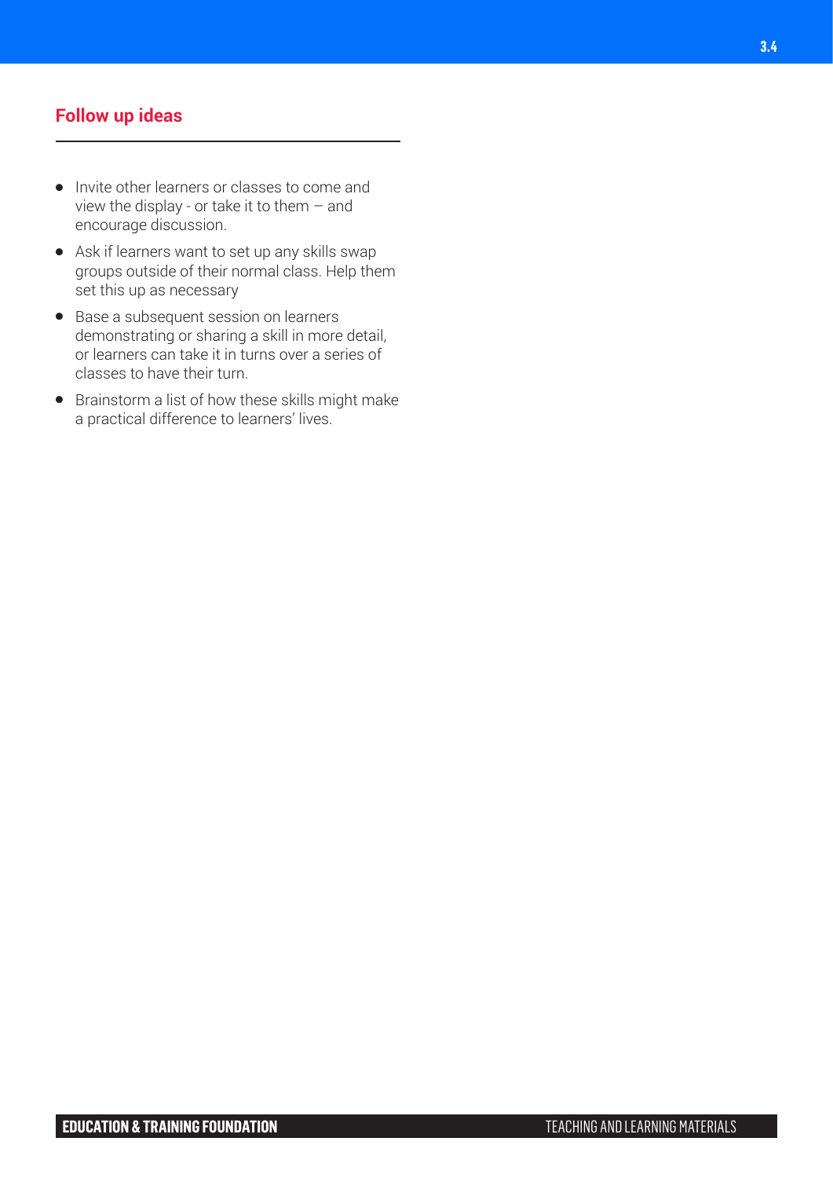## Follow up ideas

- Invite other learners or classes to come and view the display - or take it to them – and encourage discussion.
- Ask if learners want to set up any skills swap groups outside of their normal class. Help them set this up as necessary
- Base a subsequent session on learners demonstrating or sharing a skill in more detail, or learners can take it in turns over a series of classes to have their turn.
- Brainstorm a list of how these skills might make a practical difference to learners' lives.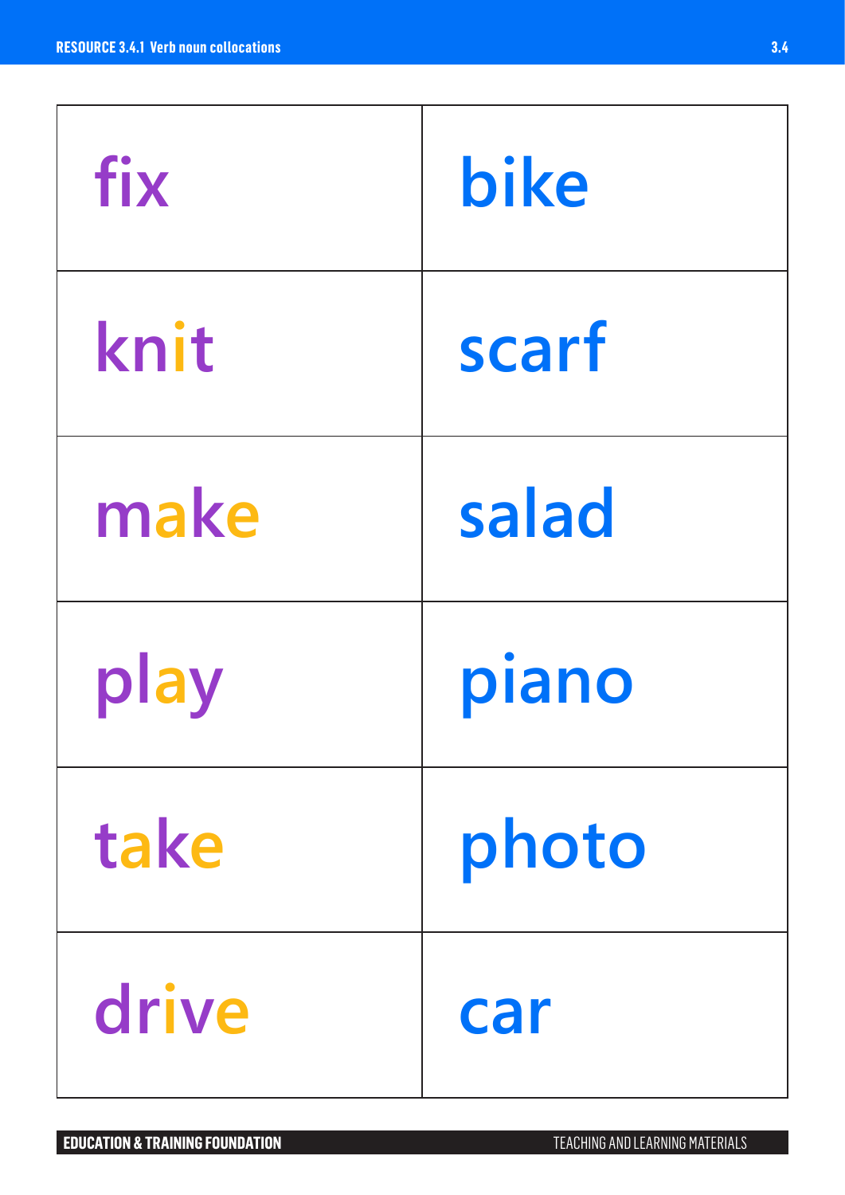| fix | bike |
|---|---|
| knit | scarf |
| make | salad |
| play | piano |
| take | photo |
| drive | car |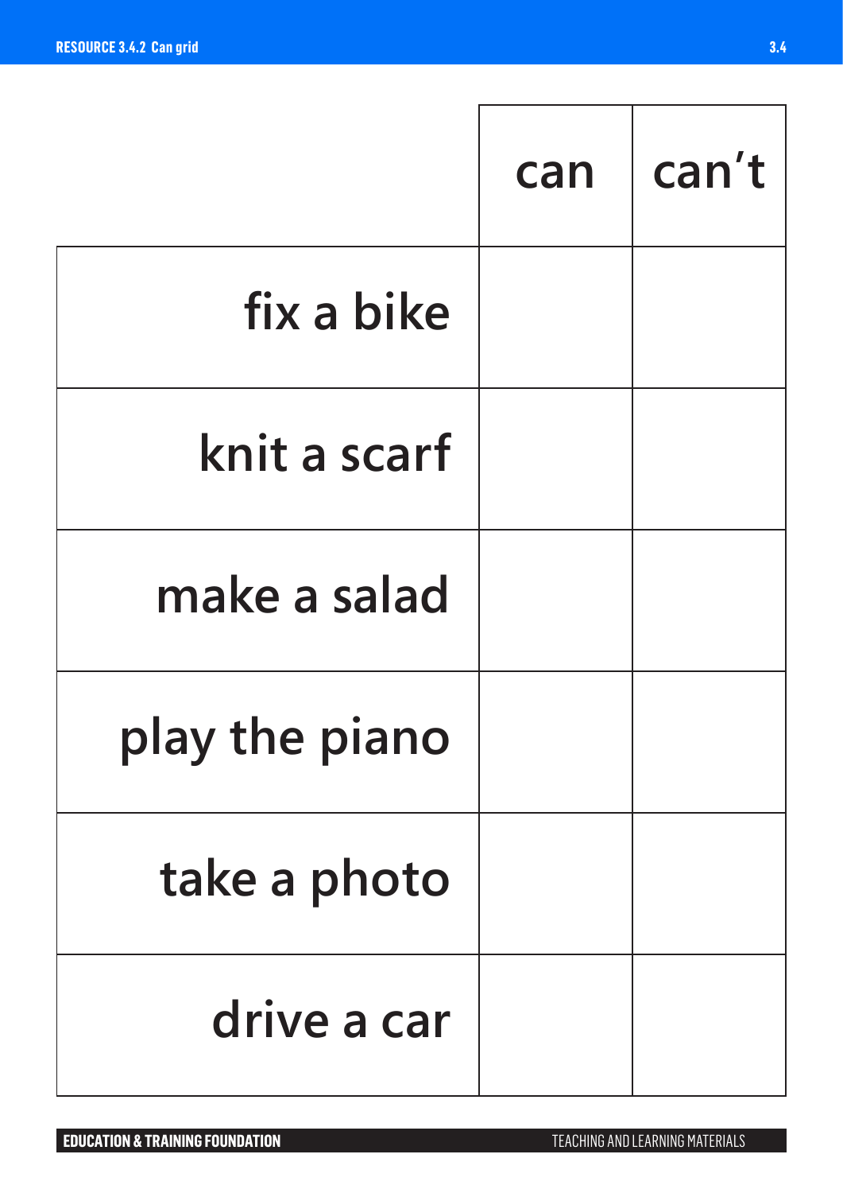| | can | can't |
|---|---|---|
| fix a bike | | |
| knit a scarf | | |
| make a salad | | |
| play the piano | | |
| take a photo | | |
| drive a car | | |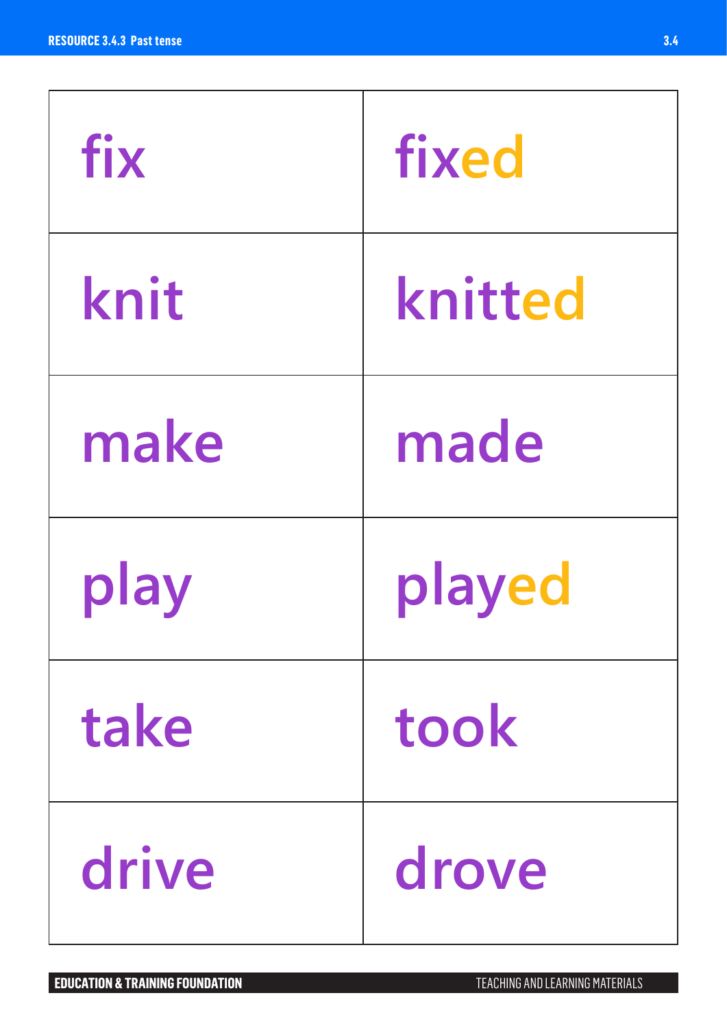| fix | fixed |
| --- | --- |
| knit | knitted |
| make | made |
| play | played |
| take | took |
| drive | drove |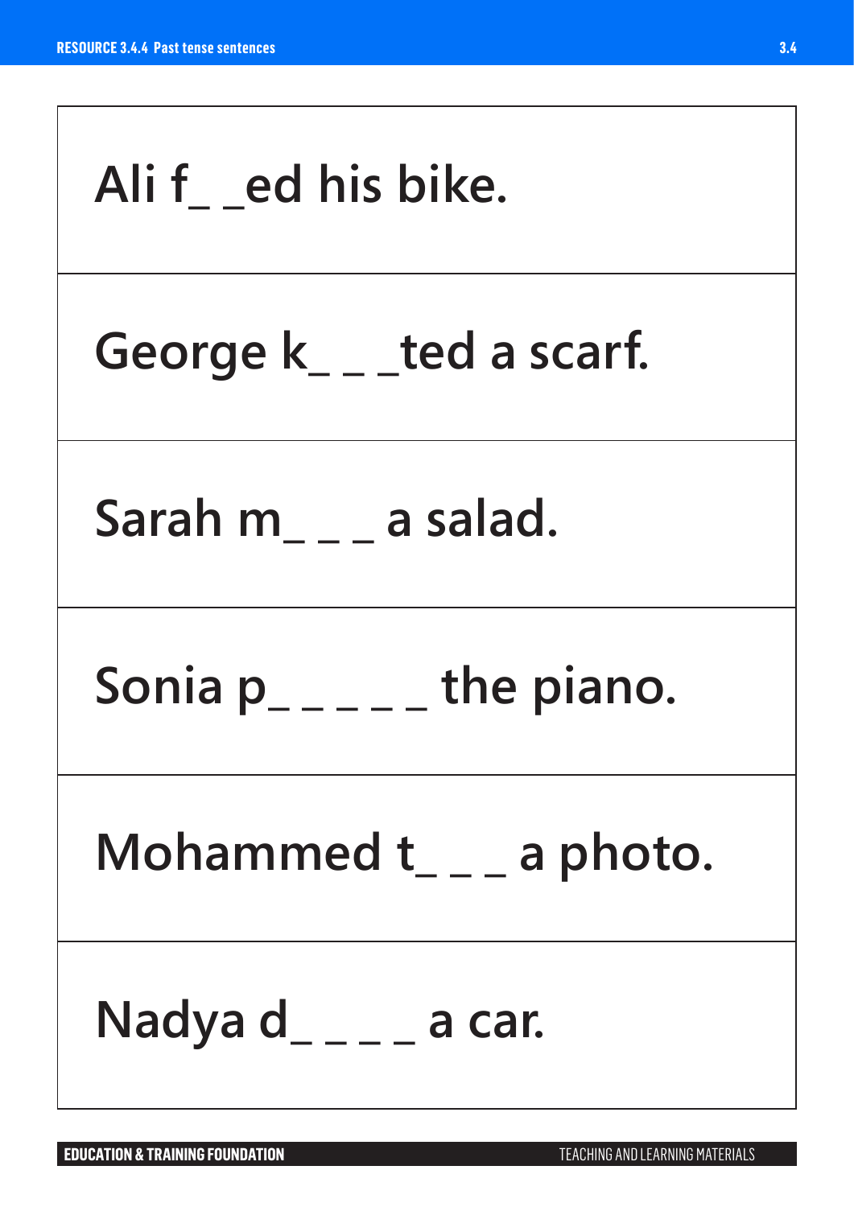Ali f_ _ed his bike.

George k_ _ _ted a scarf.

Sarah m_ _ _ a salad.

Sonia p_ _ _ _ _ the piano.

Mohammed t_ _ _ a photo.

Nadya d_ _ _ _ a car.